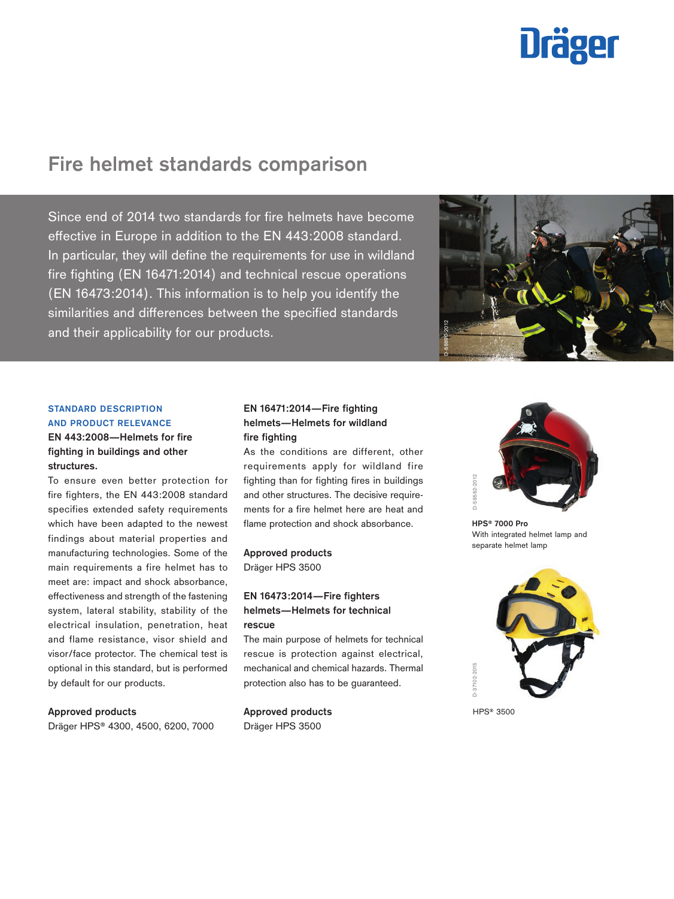# Fire helmet standards comparison

Since end of 2014 two standards for fire helmets have become effective in Europe in addition to the EN 443:2008 standard. In particular, they will define the requirements for use in wildland fire fighting (EN 16471:2014) and technical rescue operations (EN 16473:2014). This information is to help you identify the similarities and differences between the specified standards and their applicability for our products.

## STANDARD DESCRIPTION AND PRODUCT RELEVANCE

### EN 443:2008—Helmets for fire fighting in buildings and other structures.

To ensure even better protection for fire fighters, the EN 443:2008 standard specifies extended safety requirements which have been adapted to the newest findings about material properties and manufacturing technologies. Some of the main requirements a fire helmet has to meet are: impact and shock absorbance, effectiveness and strength of the fastening system, lateral stability, stability of the electrical insulation, penetration, heat and flame resistance, visor shield and visor/face protector. The chemical test is optional in this standard, but is performed by default for our products.

**Approved products**
Dräger HPS® 4300, 4500, 6200, 7000

### EN 16471:2014—Fire fighting helmets—Helmets for wildland fire fighting

As the conditions are different, other requirements apply for wildland fire fighting than for fighting fires in buildings and other structures. The decisive requirements for a fire helmet here are heat and flame protection and shock absorbance.

**Approved products**
Dräger HPS 3500

### EN 16473:2014—Fire fighters helmets—Helmets for technical rescue

The main purpose of helmets for technical rescue is protection against electrical, mechanical and chemical hazards. Thermal protection also has to be guaranteed.

**Approved products**
Dräger HPS 3500

**HPS® 7000 Pro**
With integrated helmet lamp and separate helmet lamp

HPS® 3500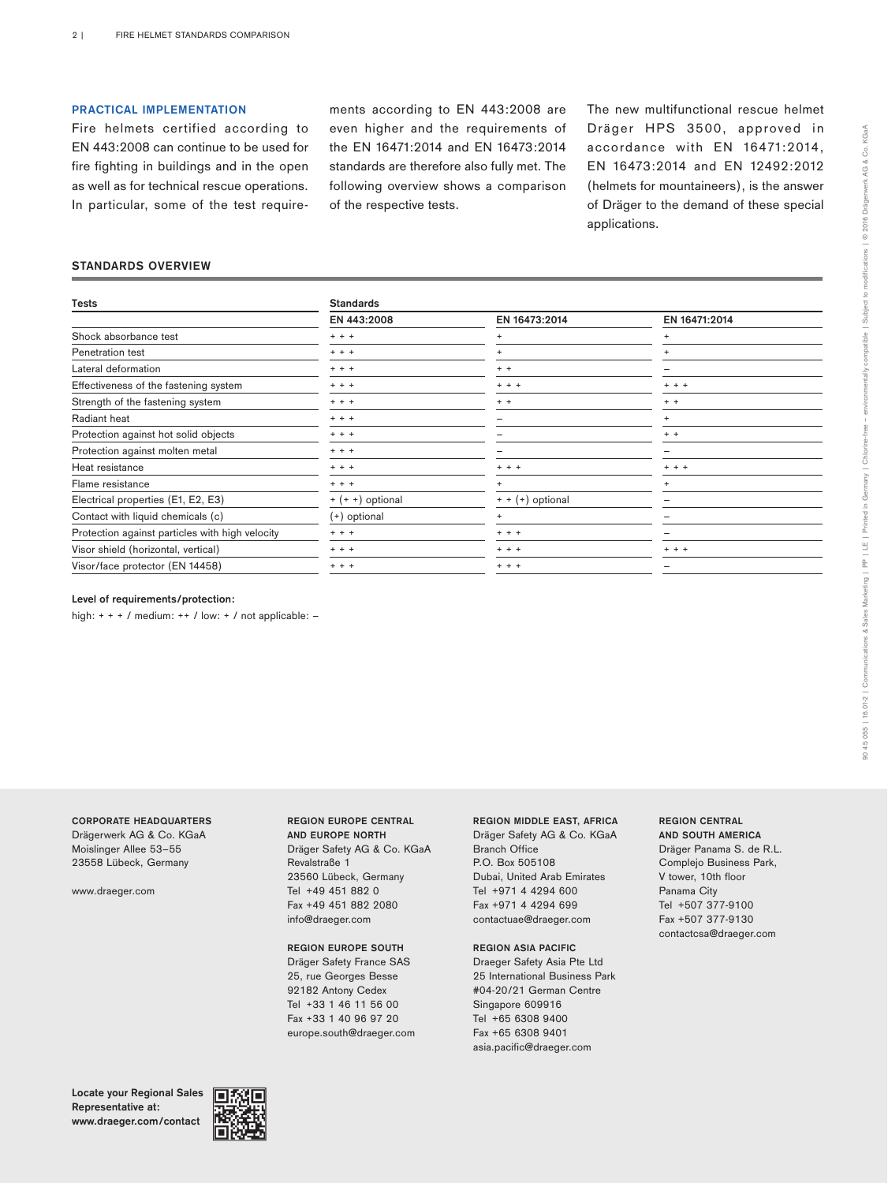## PRACTICAL IMPLEMENTATION

Fire helmets certified according to EN 443:2008 can continue to be used for fire fighting in buildings and in the open as well as for technical rescue operations. In particular, some of the test requirements according to EN 443:2008 are even higher and the requirements of the EN 16471:2014 and EN 16473:2014 standards are therefore also fully met. The following overview shows a comparison of the respective tests.

The new multifunctional rescue helmet Dräger HPS 3500, approved in accordance with EN 16471:2014, EN 16473:2014 and EN 12492:2012 (helmets for mountaineers), is the answer of Dräger to the demand of these special applications.

## STANDARDS OVERVIEW

| Tests | Standards | | |
|---|---|---|---|
| | EN 443:2008 | EN 16473:2014 | EN 16471:2014 |
| Shock absorbance test | + + + | + | + |
| Penetration test | + + + | + | + |
| Lateral deformation | + + + | + + | – |
| Effectiveness of the fastening system | + + + | + + + | + + + |
| Strength of the fastening system | + + + | + + | + + |
| Radiant heat | + + + | – | + |
| Protection against hot solid objects | + + + | – | + + |
| Protection against molten metal | + + + | – | – |
| Heat resistance | + + + | + + + | + + + |
| Flame resistance | + + + | + | + |
| Electrical properties (E1, E2, E3) | + (+ +) optional | + + (+) optional | – |
| Contact with liquid chemicals (c) | (+) optional | + | – |
| Protection against particles with high velocity | + + + | + + + | – |
| Visor shield (horizontal, vertical) | + + + | + + + | + + + |
| Visor/face protector (EN 14458) | + + + | + + + | – |

**Level of requirements/protection:**

high: + + + / medium: ++ / low: + / not applicable: –

**CORPORATE HEADQUARTERS**
Drägerwerk AG & Co. KGaA
Moislinger Allee 53–55
23558 Lübeck, Germany

www.draeger.com

**REGION EUROPE CENTRAL AND EUROPE NORTH**
Dräger Safety AG & Co. KGaA
Revalstraße 1
23560 Lübeck, Germany
Tel +49 451 882 0
Fax +49 451 882 2080
info@draeger.com

**REGION EUROPE SOUTH**
Dräger Safety France SAS
25, rue Georges Besse
92182 Antony Cedex
Tel +33 1 46 11 56 00
Fax +33 1 40 96 97 20
europe.south@draeger.com

**REGION MIDDLE EAST, AFRICA**
Dräger Safety AG & Co. KGaA
Branch Office
P.O. Box 505108
Dubai, United Arab Emirates
Tel +971 4 4294 600
Fax +971 4 4294 699
contactuae@draeger.com

**REGION ASIA PACIFIC**
Draeger Safety Asia Pte Ltd
25 International Business Park
#04-20/21 German Centre
Singapore 609916
Tel +65 6308 9400
Fax +65 6308 9401
asia.pacific@draeger.com

**REGION CENTRAL AND SOUTH AMERICA**
Dräger Panama S. de R.L.
Complejo Business Park,
V tower, 10th floor
Panama City
Tel +507 377-9100
Fax +507 377-9130
contactcsa@draeger.com

**Locate your Regional Sales Representative at: www.draeger.com/contact**

90 45 055 | 16.01-2 | Communications & Sales Marketing | PP | LE | Printed in Germany | Chlorine-free – environmentally compatible | Subject to modifications | © 2016 Drägerwerk AG & Co. KGaA